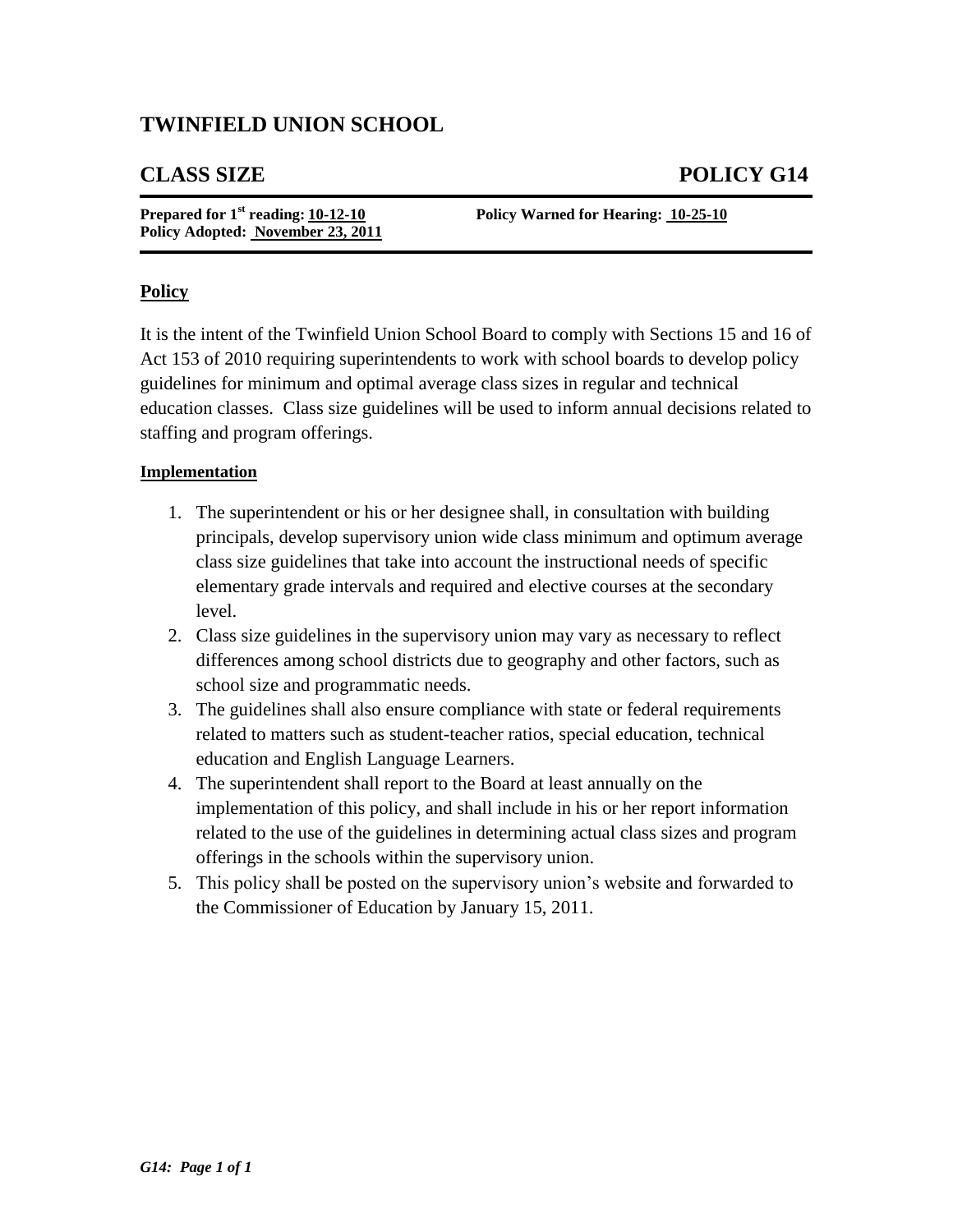# TWINFIELD UNION SCHOOL

## CLASS SIZE POLICY G14

**Prepared for 1st reading: 10-12-10** **Policy Warned for Hearing: 10-25-10**
**Policy Adopted: November 23, 2011**

---

### Policy

It is the intent of the Twinfield Union School Board to comply with Sections 15 and 16 of Act 153 of 2010 requiring superintendents to work with school boards to develop policy guidelines for minimum and optimal average class sizes in regular and technical education classes. Class size guidelines will be used to inform annual decisions related to staffing and program offerings.

**Implementation**

1. The superintendent or his or her designee shall, in consultation with building principals, develop supervisory union wide class minimum and optimum average class size guidelines that take into account the instructional needs of specific elementary grade intervals and required and elective courses at the secondary level.
2. Class size guidelines in the supervisory union may vary as necessary to reflect differences among school districts due to geography and other factors, such as school size and programmatic needs.
3. The guidelines shall also ensure compliance with state or federal requirements related to matters such as student-teacher ratios, special education, technical education and English Language Learners.
4. The superintendent shall report to the Board at least annually on the implementation of this policy, and shall include in his or her report information related to the use of the guidelines in determining actual class sizes and program offerings in the schools within the supervisory union.
5. This policy shall be posted on the supervisory union's website and forwarded to the Commissioner of Education by January 15, 2011.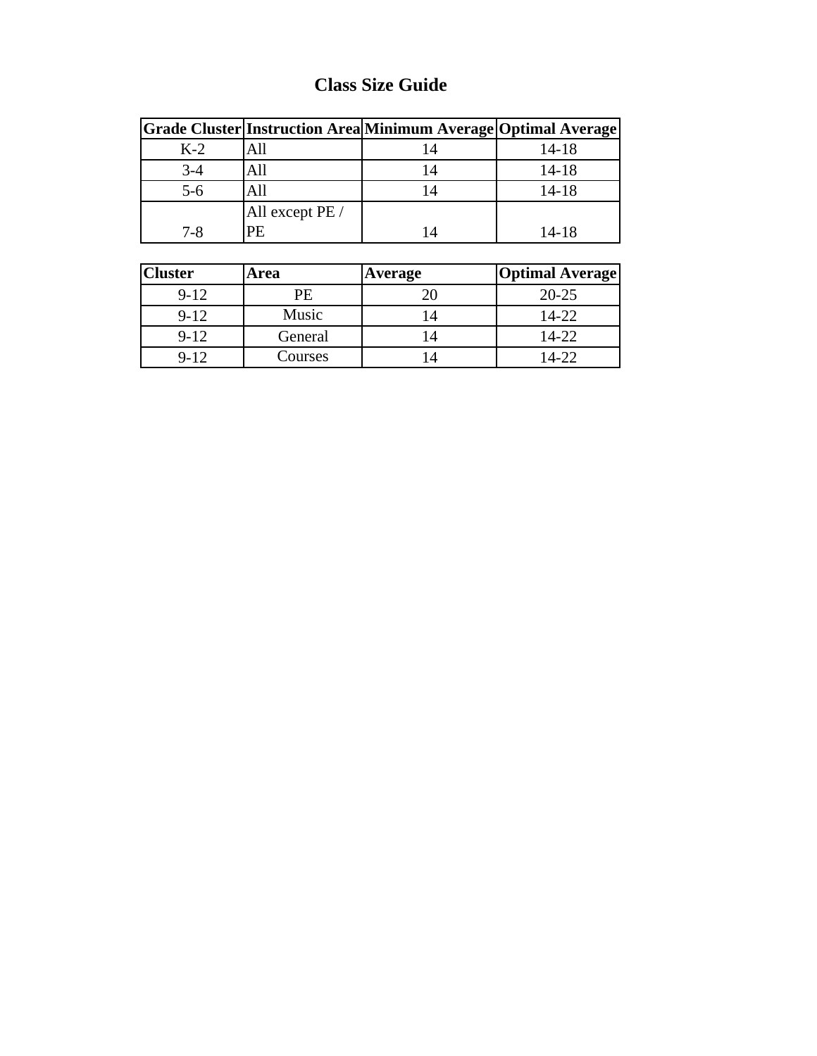# Class Size Guide

| Grade Cluster | Instruction Area | Minimum Average | Optimal Average |
|---|---|---|---|
| K-2 | All | 14 | 14-18 |
| 3-4 | All | 14 | 14-18 |
| 5-6 | All | 14 | 14-18 |
| 7-8 | All except PE / PE | 14 | 14-18 |

| Cluster | Area | Average | Optimal Average |
|---|---|---|---|
| 9-12 | PE | 20 | 20-25 |
| 9-12 | Music | 14 | 14-22 |
| 9-12 | General | 14 | 14-22 |
| 9-12 | Courses | 14 | 14-22 |